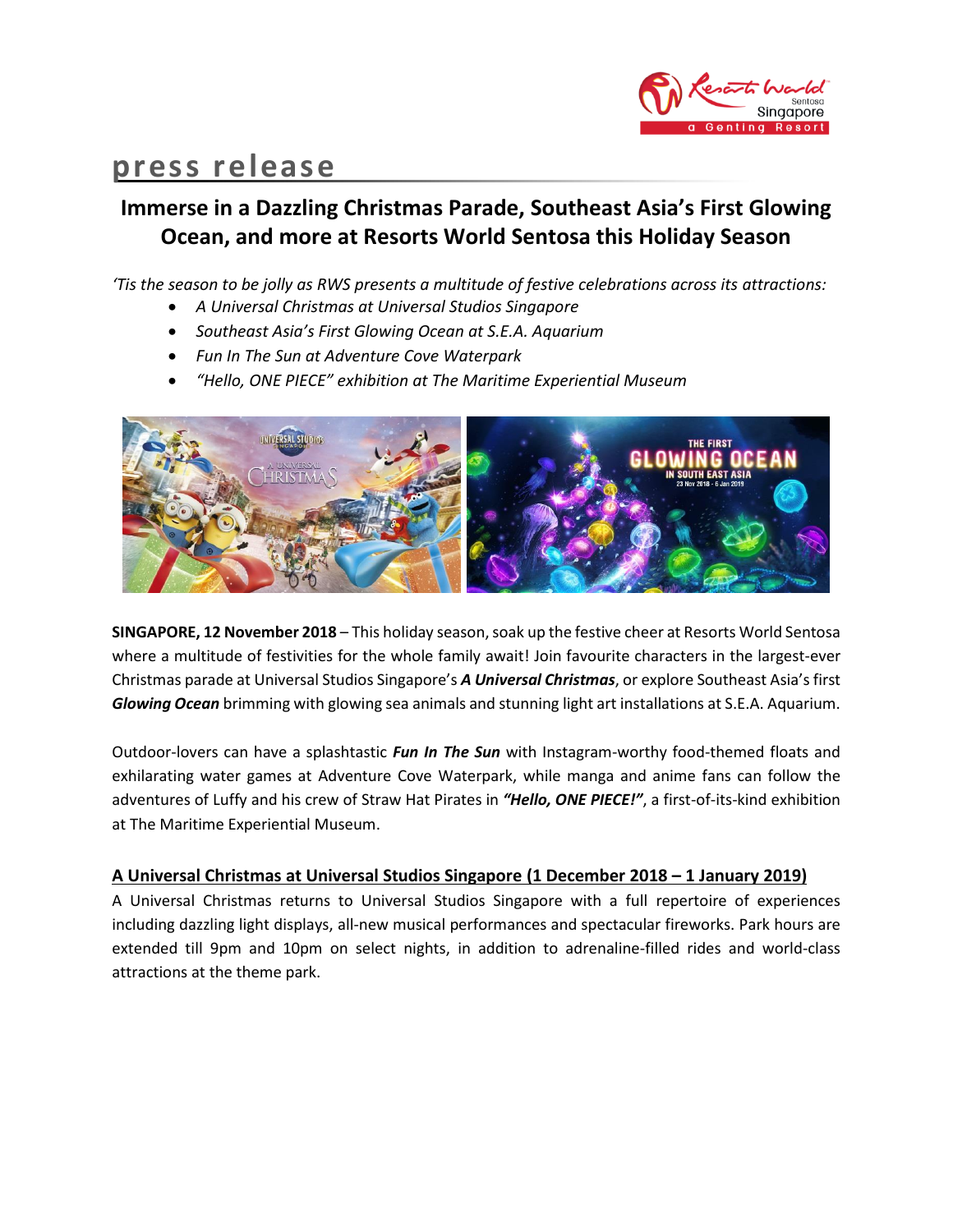# press release

## Immerse in a Dazzling Christmas Parade, Southeast Asia's First Glowing Ocean, and more at Resorts World Sentosa this Holiday Season

*'Tis the season to be jolly as RWS presents a multitude of festive celebrations across its attractions:*

- *A Universal Christmas at Universal Studios Singapore*
- *Southeast Asia's First Glowing Ocean at S.E.A. Aquarium*
- *Fun In The Sun at Adventure Cove Waterpark*
- *"Hello, ONE PIECE" exhibition at The Maritime Experiential Museum*

**SINGAPORE, 12 November 2018** – This holiday season, soak up the festive cheer at Resorts World Sentosa where a multitude of festivities for the whole family await! Join favourite characters in the largest-ever Christmas parade at Universal Studios Singapore's ***A Universal Christmas***, or explore Southeast Asia's first ***Glowing Ocean*** brimming with glowing sea animals and stunning light art installations at S.E.A. Aquarium.

Outdoor-lovers can have a splashtastic ***Fun In The Sun*** with Instagram-worthy food-themed floats and exhilarating water games at Adventure Cove Waterpark, while manga and anime fans can follow the adventures of Luffy and his crew of Straw Hat Pirates in ***"Hello, ONE PIECE!"***, a first-of-its-kind exhibition at The Maritime Experiential Museum.

### A Universal Christmas at Universal Studios Singapore (1 December 2018 – 1 January 2019)

A Universal Christmas returns to Universal Studios Singapore with a full repertoire of experiences including dazzling light displays, all-new musical performances and spectacular fireworks. Park hours are extended till 9pm and 10pm on select nights, in addition to adrenaline-filled rides and world-class attractions at the theme park.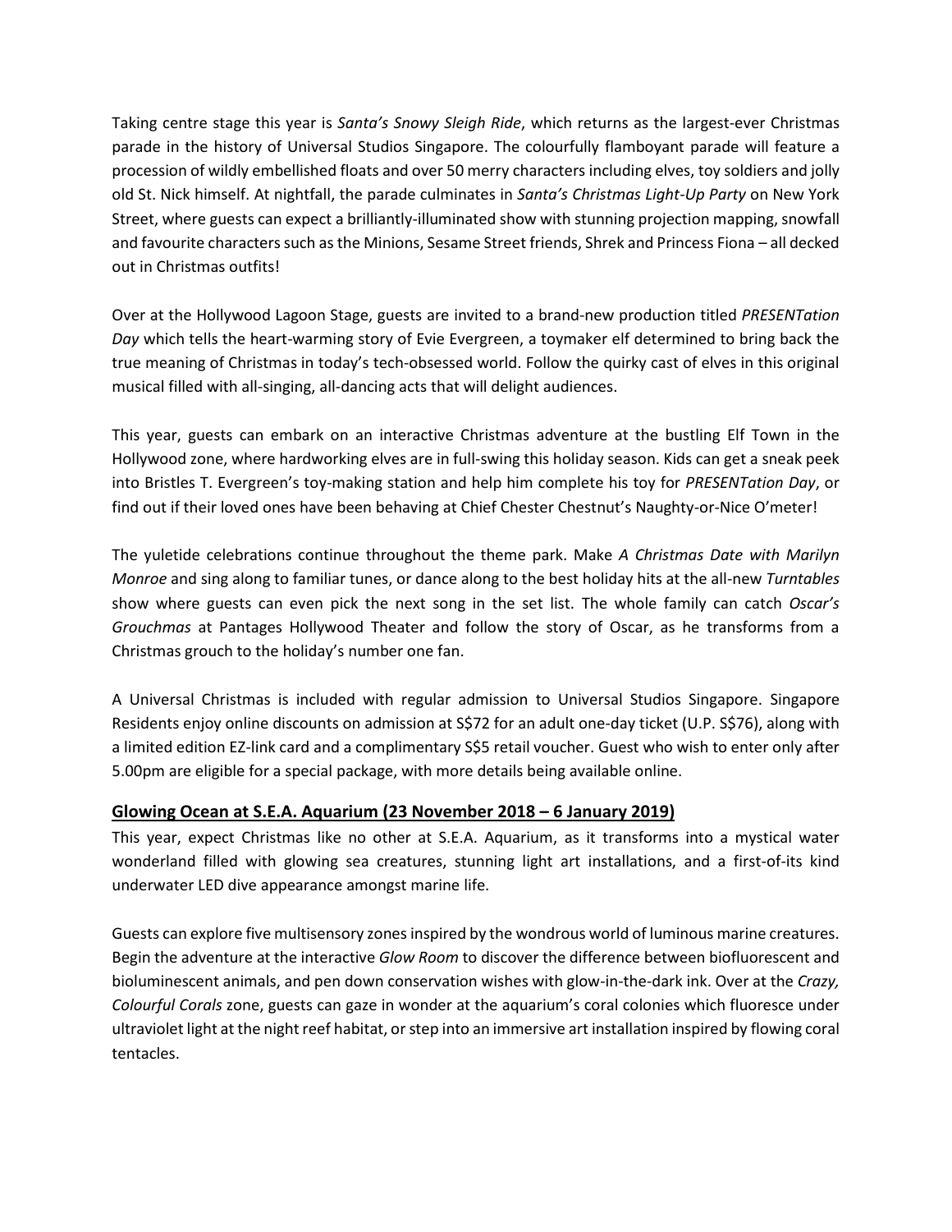Taking centre stage this year is *Santa's Snowy Sleigh Ride*, which returns as the largest-ever Christmas parade in the history of Universal Studios Singapore. The colourfully flamboyant parade will feature a procession of wildly embellished floats and over 50 merry characters including elves, toy soldiers and jolly old St. Nick himself. At nightfall, the parade culminates in *Santa's Christmas Light-Up Party* on New York Street, where guests can expect a brilliantly-illuminated show with stunning projection mapping, snowfall and favourite characters such as the Minions, Sesame Street friends, Shrek and Princess Fiona – all decked out in Christmas outfits!

Over at the Hollywood Lagoon Stage, guests are invited to a brand-new production titled *PRESENTation Day* which tells the heart-warming story of Evie Evergreen, a toymaker elf determined to bring back the true meaning of Christmas in today's tech-obsessed world. Follow the quirky cast of elves in this original musical filled with all-singing, all-dancing acts that will delight audiences.

This year, guests can embark on an interactive Christmas adventure at the bustling Elf Town in the Hollywood zone, where hardworking elves are in full-swing this holiday season. Kids can get a sneak peek into Bristles T. Evergreen's toy-making station and help him complete his toy for *PRESENTation Day*, or find out if their loved ones have been behaving at Chief Chester Chestnut's Naughty-or-Nice O'meter!

The yuletide celebrations continue throughout the theme park. Make *A Christmas Date with Marilyn Monroe* and sing along to familiar tunes, or dance along to the best holiday hits at the all-new *Turntables* show where guests can even pick the next song in the set list. The whole family can catch *Oscar's Grouchmas* at Pantages Hollywood Theater and follow the story of Oscar, as he transforms from a Christmas grouch to the holiday's number one fan.

A Universal Christmas is included with regular admission to Universal Studios Singapore. Singapore Residents enjoy online discounts on admission at S$72 for an adult one-day ticket (U.P. S$76), along with a limited edition EZ-link card and a complimentary S$5 retail voucher. Guest who wish to enter only after 5.00pm are eligible for a special package, with more details being available online.

## **Glowing Ocean at S.E.A. Aquarium (23 November 2018 – 6 January 2019)**

This year, expect Christmas like no other at S.E.A. Aquarium, as it transforms into a mystical water wonderland filled with glowing sea creatures, stunning light art installations, and a first-of-its kind underwater LED dive appearance amongst marine life.

Guests can explore five multisensory zones inspired by the wondrous world of luminous marine creatures. Begin the adventure at the interactive *Glow Room* to discover the difference between biofluorescent and bioluminescent animals, and pen down conservation wishes with glow-in-the-dark ink. Over at the *Crazy, Colourful Corals* zone, guests can gaze in wonder at the aquarium's coral colonies which fluoresce under ultraviolet light at the night reef habitat, or step into an immersive art installation inspired by flowing coral tentacles.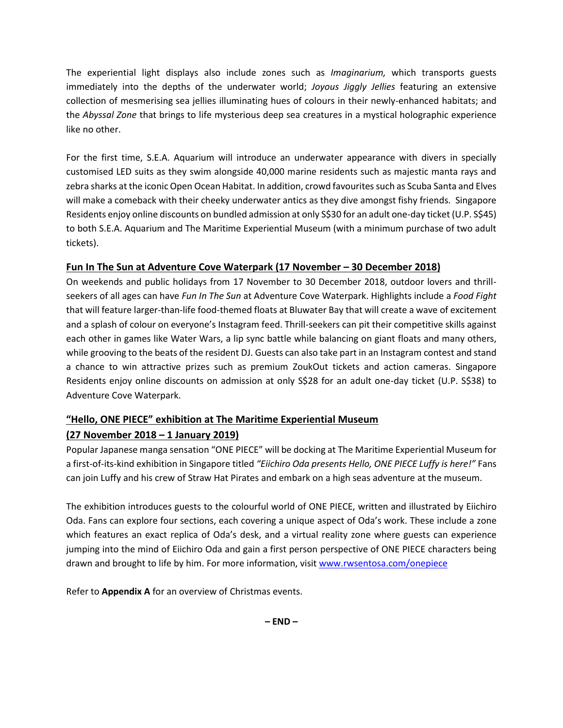The experiential light displays also include zones such as *Imaginarium,* which transports guests immediately into the depths of the underwater world; *Joyous Jiggly Jellies* featuring an extensive collection of mesmerising sea jellies illuminating hues of colours in their newly-enhanced habitats; and the *Abyssal Zone* that brings to life mysterious deep sea creatures in a mystical holographic experience like no other.

For the first time, S.E.A. Aquarium will introduce an underwater appearance with divers in specially customised LED suits as they swim alongside 40,000 marine residents such as majestic manta rays and zebra sharks at the iconic Open Ocean Habitat. In addition, crowd favourites such as Scuba Santa and Elves will make a comeback with their cheeky underwater antics as they dive amongst fishy friends. Singapore Residents enjoy online discounts on bundled admission at only S$30 for an adult one-day ticket (U.P. S$45) to both S.E.A. Aquarium and The Maritime Experiential Museum (with a minimum purchase of two adult tickets).

**Fun In The Sun at Adventure Cove Waterpark (17 November – 30 December 2018)**

On weekends and public holidays from 17 November to 30 December 2018, outdoor lovers and thrill-seekers of all ages can have *Fun In The Sun* at Adventure Cove Waterpark. Highlights include a *Food Fight* that will feature larger-than-life food-themed floats at Bluwater Bay that will create a wave of excitement and a splash of colour on everyone's Instagram feed. Thrill-seekers can pit their competitive skills against each other in games like Water Wars, a lip sync battle while balancing on giant floats and many others, while grooving to the beats of the resident DJ. Guests can also take part in an Instagram contest and stand a chance to win attractive prizes such as premium ZoukOut tickets and action cameras. Singapore Residents enjoy online discounts on admission at only S$28 for an adult one-day ticket (U.P. S$38) to Adventure Cove Waterpark.

**"Hello, ONE PIECE" exhibition at The Maritime Experiential Museum (27 November 2018 – 1 January 2019)**

Popular Japanese manga sensation "ONE PIECE" will be docking at The Maritime Experiential Museum for a first-of-its-kind exhibition in Singapore titled *"Eiichiro Oda presents Hello, ONE PIECE Luffy is here!"* Fans can join Luffy and his crew of Straw Hat Pirates and embark on a high seas adventure at the museum.

The exhibition introduces guests to the colourful world of ONE PIECE, written and illustrated by Eiichiro Oda. Fans can explore four sections, each covering a unique aspect of Oda's work. These include a zone which features an exact replica of Oda's desk, and a virtual reality zone where guests can experience jumping into the mind of Eiichiro Oda and gain a first person perspective of ONE PIECE characters being drawn and brought to life by him. For more information, visit [www.rwsentosa.com/onepiece](http://www.rwsentosa.com/onepiece)

Refer to **Appendix A** for an overview of Christmas events.

**– END –**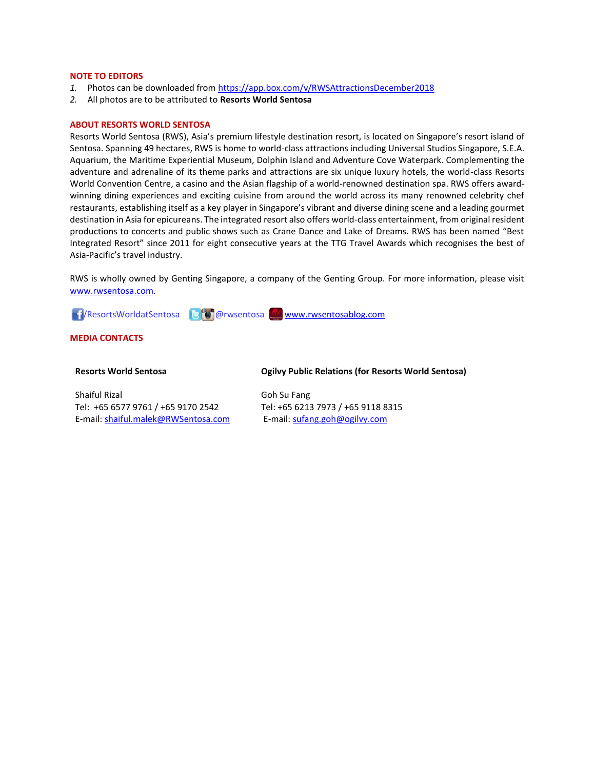**NOTE TO EDITORS**

1. Photos can be downloaded from https://app.box.com/v/RWSAttractionsDecember2018
2. All photos are to be attributed to **Resorts World Sentosa**

**ABOUT RESORTS WORLD SENTOSA**

Resorts World Sentosa (RWS), Asia's premium lifestyle destination resort, is located on Singapore's resort island of Sentosa. Spanning 49 hectares, RWS is home to world-class attractions including Universal Studios Singapore, S.E.A. Aquarium, the Maritime Experiential Museum, Dolphin Island and Adventure Cove Waterpark. Complementing the adventure and adrenaline of its theme parks and attractions are six unique luxury hotels, the world-class Resorts World Convention Centre, a casino and the Asian flagship of a world-renowned destination spa. RWS offers award-winning dining experiences and exciting cuisine from around the world across its many renowned celebrity chef restaurants, establishing itself as a key player in Singapore's vibrant and diverse dining scene and a leading gourmet destination in Asia for epicureans. The integrated resort also offers world-class entertainment, from original resident productions to concerts and public shows such as Crane Dance and Lake of Dreams. RWS has been named "Best Integrated Resort" since 2011 for eight consecutive years at the TTG Travel Awards which recognises the best of Asia-Pacific's travel industry.

RWS is wholly owned by Genting Singapore, a company of the Genting Group. For more information, please visit www.rwsentosa.com.

/ResortsWorldatSentosa @rwsentosa www.rwsentosablog.com

**MEDIA CONTACTS**

| **Resorts World Sentosa** | **Ogilvy Public Relations (for Resorts World Sentosa)** |
|---|---|
| Shaiful Rizal | Goh Su Fang |
| Tel: +65 6577 9761 / +65 9170 2542 | Tel: +65 6213 7973 / +65 9118 8315 |
| E-mail: shaiful.malek@RWSentosa.com | E-mail: sufang.goh@ogilvy.com |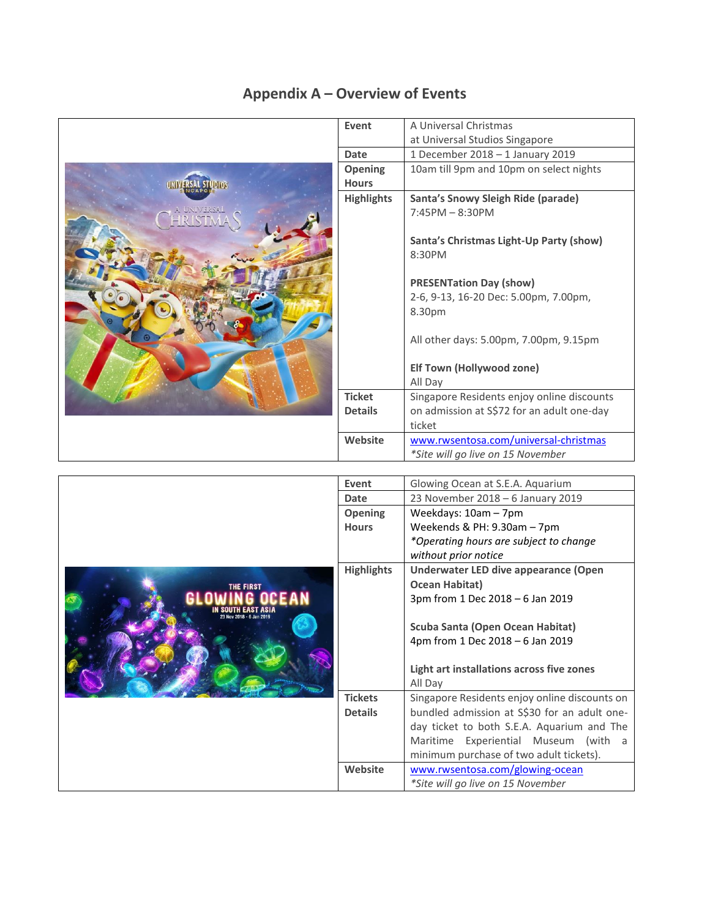## Appendix A – Overview of Events

| | |
|---|---|
| **Event** | A Universal Christmas at Universal Studios Singapore |
| **Date** | 1 December 2018 – 1 January 2019 |
| **Opening Hours** | 10am till 9pm and 10pm on select nights |
| **Highlights** | **Santa's Snowy Sleigh Ride (parade)**<br>7:45PM – 8:30PM<br><br>**Santa's Christmas Light-Up Party (show)**<br>8:30PM<br><br>**PRESENTation Day (show)**<br>2-6, 9-13, 16-20 Dec: 5.00pm, 7.00pm, 8.30pm<br><br>All other days: 5.00pm, 7.00pm, 9.15pm<br><br>**Elf Town (Hollywood zone)**<br>All Day |
| **Ticket Details** | Singapore Residents enjoy online discounts on admission at S$72 for an adult one-day ticket |
| **Website** | www.rwsentosa.com/universal-christmas<br>*\*Site will go live on 15 November* |

| | |
|---|---|
| **Event** | Glowing Ocean at S.E.A. Aquarium |
| **Date** | 23 November 2018 – 6 January 2019 |
| **Opening Hours** | Weekdays: 10am – 7pm<br>Weekends & PH: 9.30am – 7pm<br>*\*Operating hours are subject to change without prior notice* |
| **Highlights** | **Underwater LED dive appearance (Open Ocean Habitat)**<br>3pm from 1 Dec 2018 – 6 Jan 2019<br><br>**Scuba Santa (Open Ocean Habitat)**<br>4pm from 1 Dec 2018 – 6 Jan 2019<br><br>**Light art installations across five zones**<br>All Day |
| **Tickets Details** | Singapore Residents enjoy online discounts on bundled admission at S$30 for an adult one-day ticket to both S.E.A. Aquarium and The Maritime Experiential Museum (with a minimum purchase of two adult tickets). |
| **Website** | www.rwsentosa.com/glowing-ocean<br>*\*Site will go live on 15 November* |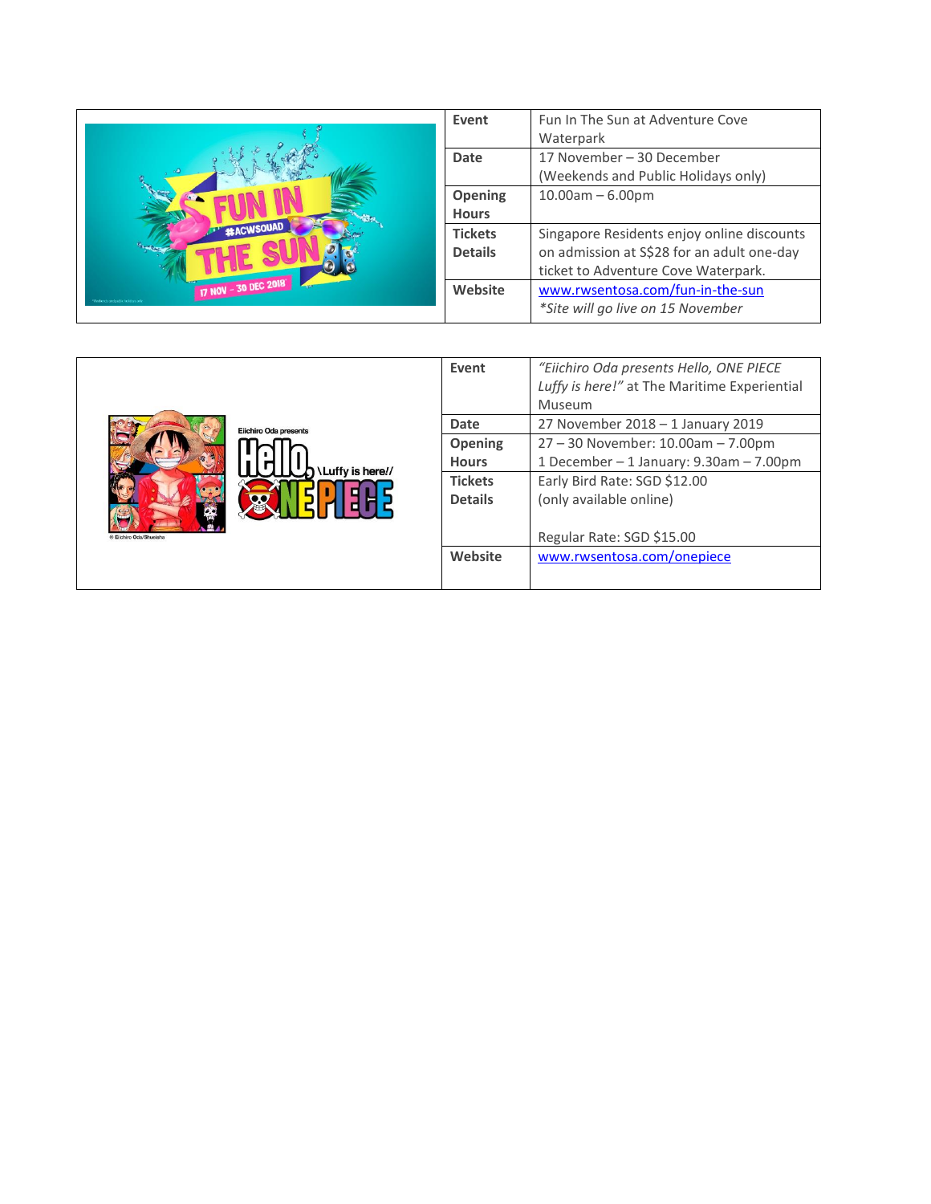| | | |
|---|---|---|
| | **Event** | Fun In The Sun at Adventure Cove Waterpark |
| | **Date** | 17 November – 30 December (Weekends and Public Holidays only) |
| | **Opening Hours** | 10.00am – 6.00pm |
| | **Tickets Details** | Singapore Residents enjoy online discounts on admission at S$28 for an adult one-day ticket to Adventure Cove Waterpark. |
| | **Website** | www.rwsentosa.com/fun-in-the-sun *\*Site will go live on 15 November* |

| | | |
|---|---|---|
| | **Event** | *"Eiichiro Oda presents Hello, ONE PIECE Luffy is here!"* at The Maritime Experiential Museum |
| | **Date** | 27 November 2018 – 1 January 2019 |
| | **Opening Hours** | 27 – 30 November: 10.00am – 7.00pm<br>1 December – 1 January: 9.30am – 7.00pm |
| | **Tickets Details** | Early Bird Rate: SGD $12.00 (only available online)<br><br>Regular Rate: SGD $15.00 |
| | **Website** | www.rwsentosa.com/onepiece |